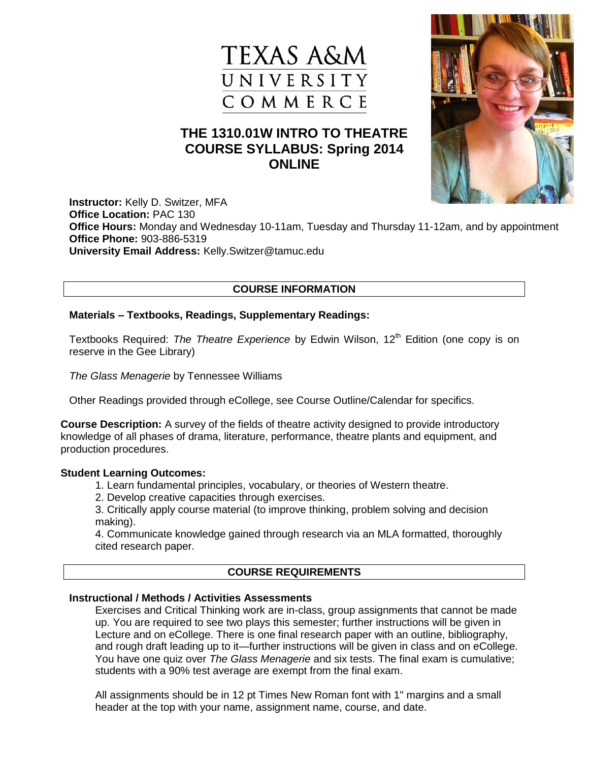# TEXAS A&M UNIVERSITY COMMERCE

## THE 1310.01W INTRO TO THEATRE COURSE SYLLABUS: Spring 2014 ONLINE

**Instructor:** Kelly D. Switzer, MFA
**Office Location:** PAC 130
**Office Hours:** Monday and Wednesday 10-11am, Tuesday and Thursday 11-12am, and by appointment
**Office Phone:** 903-886-5319
**University Email Address:** Kelly.Switzer@tamuc.edu

## COURSE INFORMATION

### Materials – Textbooks, Readings, Supplementary Readings:

Textbooks Required: *The Theatre Experience* by Edwin Wilson, 12th Edition (one copy is on reserve in the Gee Library)

*The Glass Menagerie* by Tennessee Williams

Other Readings provided through eCollege, see Course Outline/Calendar for specifics.

**Course Description:** A survey of the fields of theatre activity designed to provide introductory knowledge of all phases of drama, literature, performance, theatre plants and equipment, and production procedures.

**Student Learning Outcomes:**

1. Learn fundamental principles, vocabulary, or theories of Western theatre.
2. Develop creative capacities through exercises.
3. Critically apply course material (to improve thinking, problem solving and decision making).
4. Communicate knowledge gained through research via an MLA formatted, thoroughly cited research paper.

## COURSE REQUIREMENTS

### Instructional / Methods / Activities Assessments

Exercises and Critical Thinking work are in-class, group assignments that cannot be made up. You are required to see two plays this semester; further instructions will be given in Lecture and on eCollege. There is one final research paper with an outline, bibliography, and rough draft leading up to it—further instructions will be given in class and on eCollege. You have one quiz over *The Glass Menagerie* and six tests. The final exam is cumulative; students with a 90% test average are exempt from the final exam.

All assignments should be in 12 pt Times New Roman font with 1" margins and a small header at the top with your name, assignment name, course, and date.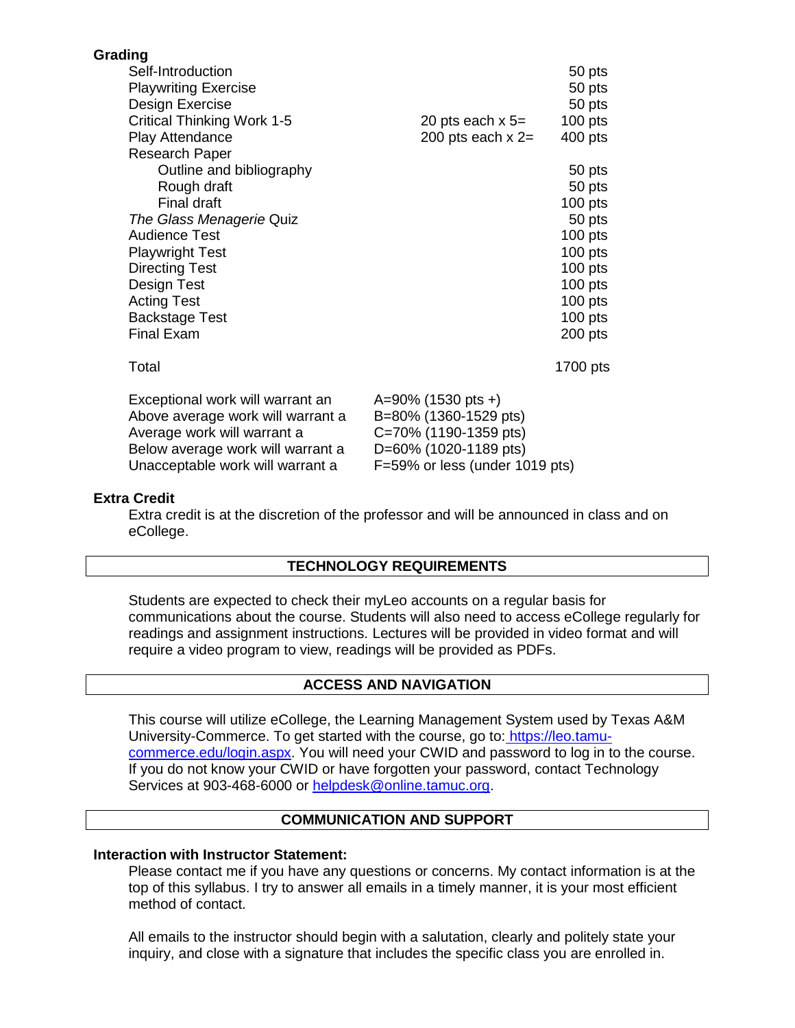**Grading**

| | | |
|---|---|---|
| Self-Introduction | | 50 pts |
| Playwriting Exercise | | 50 pts |
| Design Exercise | | 50 pts |
| Critical Thinking Work 1-5 | 20 pts each x 5= | 100 pts |
| Play Attendance | 200 pts each x 2= | 400 pts |
| Research Paper | | |
| Outline and bibliography | | 50 pts |
| Rough draft | | 50 pts |
| Final draft | | 100 pts |
| *The Glass Menagerie* Quiz | | 50 pts |
| Audience Test | | 100 pts |
| Playwright Test | | 100 pts |
| Directing Test | | 100 pts |
| Design Test | | 100 pts |
| Acting Test | | 100 pts |
| Backstage Test | | 100 pts |
| Final Exam | | 200 pts |
| Total | | 1700 pts |

| | |
|---|---|
| Exceptional work will warrant an | A=90% (1530 pts +) |
| Above average work will warrant a | B=80% (1360-1529 pts) |
| Average work will warrant a | C=70% (1190-1359 pts) |
| Below average work will warrant a | D=60% (1020-1189 pts) |
| Unacceptable work will warrant a | F=59% or less (under 1019 pts) |

**Extra Credit**

Extra credit is at the discretion of the professor and will be announced in class and on eCollege.

## TECHNOLOGY REQUIREMENTS

Students are expected to check their myLeo accounts on a regular basis for communications about the course. Students will also need to access eCollege regularly for readings and assignment instructions. Lectures will be provided in video format and will require a video program to view, readings will be provided as PDFs.

## ACCESS AND NAVIGATION

This course will utilize eCollege, the Learning Management System used by Texas A&M University-Commerce. To get started with the course, go to: https://leo.tamu-commerce.edu/login.aspx. You will need your CWID and password to log in to the course. If you do not know your CWID or have forgotten your password, contact Technology Services at 903-468-6000 or helpdesk@online.tamuc.org.

## COMMUNICATION AND SUPPORT

**Interaction with Instructor Statement:**

Please contact me if you have any questions or concerns. My contact information is at the top of this syllabus. I try to answer all emails in a timely manner, it is your most efficient method of contact.

All emails to the instructor should begin with a salutation, clearly and politely state your inquiry, and close with a signature that includes the specific class you are enrolled in.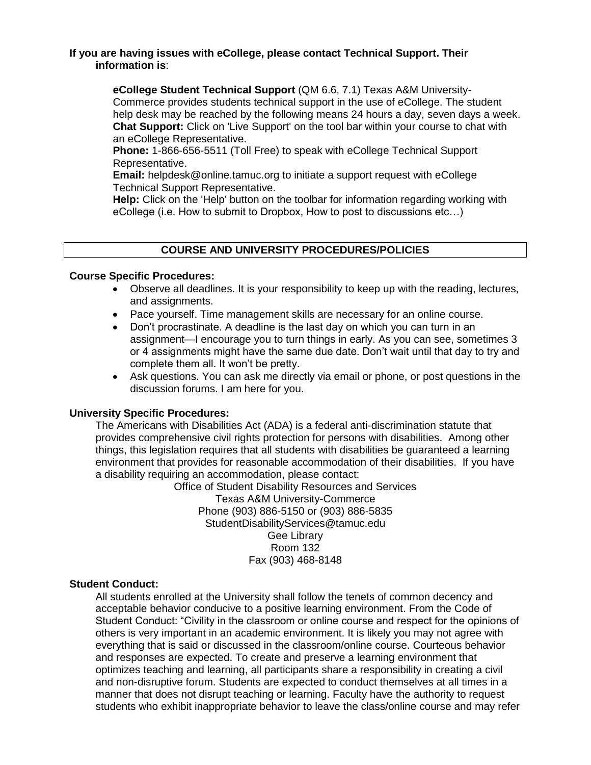**If you are having issues with eCollege, please contact Technical Support. Their information is**:

**eCollege Student Technical Support** (QM 6.6, 7.1) Texas A&M University-Commerce provides students technical support in the use of eCollege. The student help desk may be reached by the following means 24 hours a day, seven days a week.
**Chat Support:** Click on 'Live Support' on the tool bar within your course to chat with an eCollege Representative.
**Phone:** 1-866-656-5511 (Toll Free) to speak with eCollege Technical Support Representative.
**Email:** helpdesk@online.tamuc.org to initiate a support request with eCollege Technical Support Representative.
**Help:** Click on the 'Help' button on the toolbar for information regarding working with eCollege (i.e. How to submit to Dropbox, How to post to discussions etc…)

## COURSE AND UNIVERSITY PROCEDURES/POLICIES

**Course Specific Procedures:**

- Observe all deadlines. It is your responsibility to keep up with the reading, lectures, and assignments.
- Pace yourself. Time management skills are necessary for an online course.
- Don't procrastinate. A deadline is the last day on which you can turn in an assignment—I encourage you to turn things in early. As you can see, sometimes 3 or 4 assignments might have the same due date. Don't wait until that day to try and complete them all. It won't be pretty.
- Ask questions. You can ask me directly via email or phone, or post questions in the discussion forums. I am here for you.

**University Specific Procedures:**

The Americans with Disabilities Act (ADA) is a federal anti-discrimination statute that provides comprehensive civil rights protection for persons with disabilities. Among other things, this legislation requires that all students with disabilities be guaranteed a learning environment that provides for reasonable accommodation of their disabilities. If you have a disability requiring an accommodation, please contact:

Office of Student Disability Resources and Services
Texas A&M University-Commerce
Phone (903) 886-5150 or (903) 886-5835
StudentDisabilityServices@tamuc.edu
Gee Library
Room 132
Fax (903) 468-8148

**Student Conduct:**

All students enrolled at the University shall follow the tenets of common decency and acceptable behavior conducive to a positive learning environment. From the Code of Student Conduct: "Civility in the classroom or online course and respect for the opinions of others is very important in an academic environment. It is likely you may not agree with everything that is said or discussed in the classroom/online course. Courteous behavior and responses are expected. To create and preserve a learning environment that optimizes teaching and learning, all participants share a responsibility in creating a civil and non-disruptive forum. Students are expected to conduct themselves at all times in a manner that does not disrupt teaching or learning. Faculty have the authority to request students who exhibit inappropriate behavior to leave the class/online course and may refer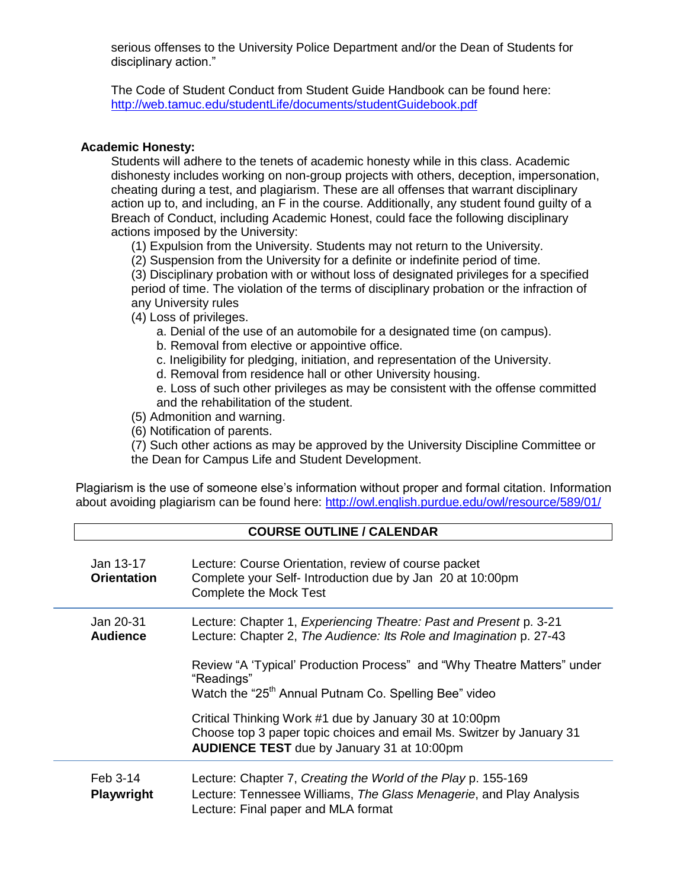serious offenses to the University Police Department and/or the Dean of Students for disciplinary action."

The Code of Student Conduct from Student Guide Handbook can be found here: http://web.tamuc.edu/studentLife/documents/studentGuidebook.pdf

**Academic Honesty:**

Students will adhere to the tenets of academic honesty while in this class. Academic dishonesty includes working on non-group projects with others, deception, impersonation, cheating during a test, and plagiarism. These are all offenses that warrant disciplinary action up to, and including, an F in the course. Additionally, any student found guilty of a Breach of Conduct, including Academic Honest, could face the following disciplinary actions imposed by the University:

(1) Expulsion from the University. Students may not return to the University.
(2) Suspension from the University for a definite or indefinite period of time.
(3) Disciplinary probation with or without loss of designated privileges for a specified period of time. The violation of the terms of disciplinary probation or the infraction of any University rules
(4) Loss of privileges.
  a. Denial of the use of an automobile for a designated time (on campus).
  b. Removal from elective or appointive office.
  c. Ineligibility for pledging, initiation, and representation of the University.
  d. Removal from residence hall or other University housing.
  e. Loss of such other privileges as may be consistent with the offense committed and the rehabilitation of the student.
(5) Admonition and warning.
(6) Notification of parents.
(7) Such other actions as may be approved by the University Discipline Committee or the Dean for Campus Life and Student Development.

Plagiarism is the use of someone else's information without proper and formal citation. Information about avoiding plagiarism can be found here: http://owl.english.purdue.edu/owl/resource/589/01/

**COURSE OUTLINE / CALENDAR**

| | |
|---|---|
| Jan 13-17 **Orientation** | Lecture: Course Orientation, review of course packet<br>Complete your Self- Introduction due by Jan 20 at 10:00pm<br>Complete the Mock Test |
| Jan 20-31 **Audience** | Lecture: Chapter 1, *Experiencing Theatre: Past and Present* p. 3-21<br>Lecture: Chapter 2, *The Audience: Its Role and Imagination* p. 27-43<br><br>Review "A 'Typical' Production Process" and "Why Theatre Matters" under "Readings"<br>Watch the "25th Annual Putnam Co. Spelling Bee" video<br><br>Critical Thinking Work #1 due by January 30 at 10:00pm<br>Choose top 3 paper topic choices and email Ms. Switzer by January 31<br>**AUDIENCE TEST** due by January 31 at 10:00pm |
| Feb 3-14 **Playwright** | Lecture: Chapter 7, *Creating the World of the Play* p. 155-169<br>Lecture: Tennessee Williams, *The Glass Menagerie*, and Play Analysis<br>Lecture: Final paper and MLA format |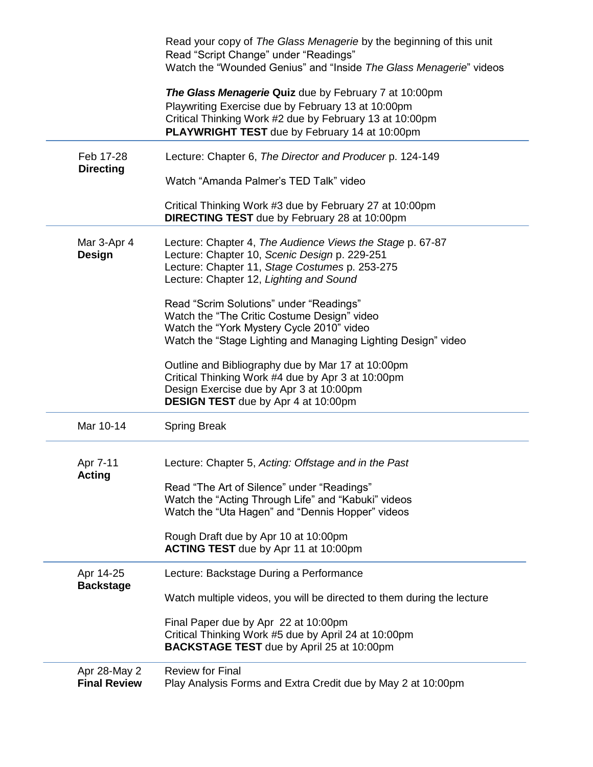| | |
|---|---|
| | Read your copy of *The Glass Menagerie* by the beginning of this unit<br>Read "Script Change" under "Readings"<br>Watch the "Wounded Genius" and "Inside *The Glass Menagerie*" videos<br><br>***The Glass Menagerie* Quiz** due by February 7 at 10:00pm<br>Playwriting Exercise due by February 13 at 10:00pm<br>Critical Thinking Work #2 due by February 13 at 10:00pm<br>**PLAYWRIGHT TEST** due by February 14 at 10:00pm |
| Feb 17-28<br>**Directing** | Lecture: Chapter 6, *The Director and Producer* p. 124-149<br><br>Watch "Amanda Palmer's TED Talk" video<br><br>Critical Thinking Work #3 due by February 27 at 10:00pm<br>**DIRECTING TEST** due by February 28 at 10:00pm |
| Mar 3-Apr 4<br>**Design** | Lecture: Chapter 4, *The Audience Views the Stage* p. 67-87<br>Lecture: Chapter 10, *Scenic Design* p. 229-251<br>Lecture: Chapter 11, *Stage Costumes* p. 253-275<br>Lecture: Chapter 12, *Lighting and Sound*<br><br>Read "Scrim Solutions" under "Readings"<br>Watch the "The Critic Costume Design" video<br>Watch the "York Mystery Cycle 2010" video<br>Watch the "Stage Lighting and Managing Lighting Design" video<br><br>Outline and Bibliography due by Mar 17 at 10:00pm<br>Critical Thinking Work #4 due by Apr 3 at 10:00pm<br>Design Exercise due by Apr 3 at 10:00pm<br>**DESIGN TEST** due by Apr 4 at 10:00pm |
| Mar 10-14 | Spring Break |
| Apr 7-11<br>**Acting** | Lecture: Chapter 5, *Acting: Offstage and in the Past*<br><br>Read "The Art of Silence" under "Readings"<br>Watch the "Acting Through Life" and "Kabuki" videos<br>Watch the "Uta Hagen" and "Dennis Hopper" videos<br><br>Rough Draft due by Apr 10 at 10:00pm<br>**ACTING TEST** due by Apr 11 at 10:00pm |
| Apr 14-25<br>**Backstage** | Lecture: Backstage During a Performance<br><br>Watch multiple videos, you will be directed to them during the lecture<br><br>Final Paper due by Apr 22 at 10:00pm<br>Critical Thinking Work #5 due by April 24 at 10:00pm<br>**BACKSTAGE TEST** due by April 25 at 10:00pm |
| Apr 28-May 2<br>**Final Review** | Review for Final<br>Play Analysis Forms and Extra Credit due by May 2 at 10:00pm |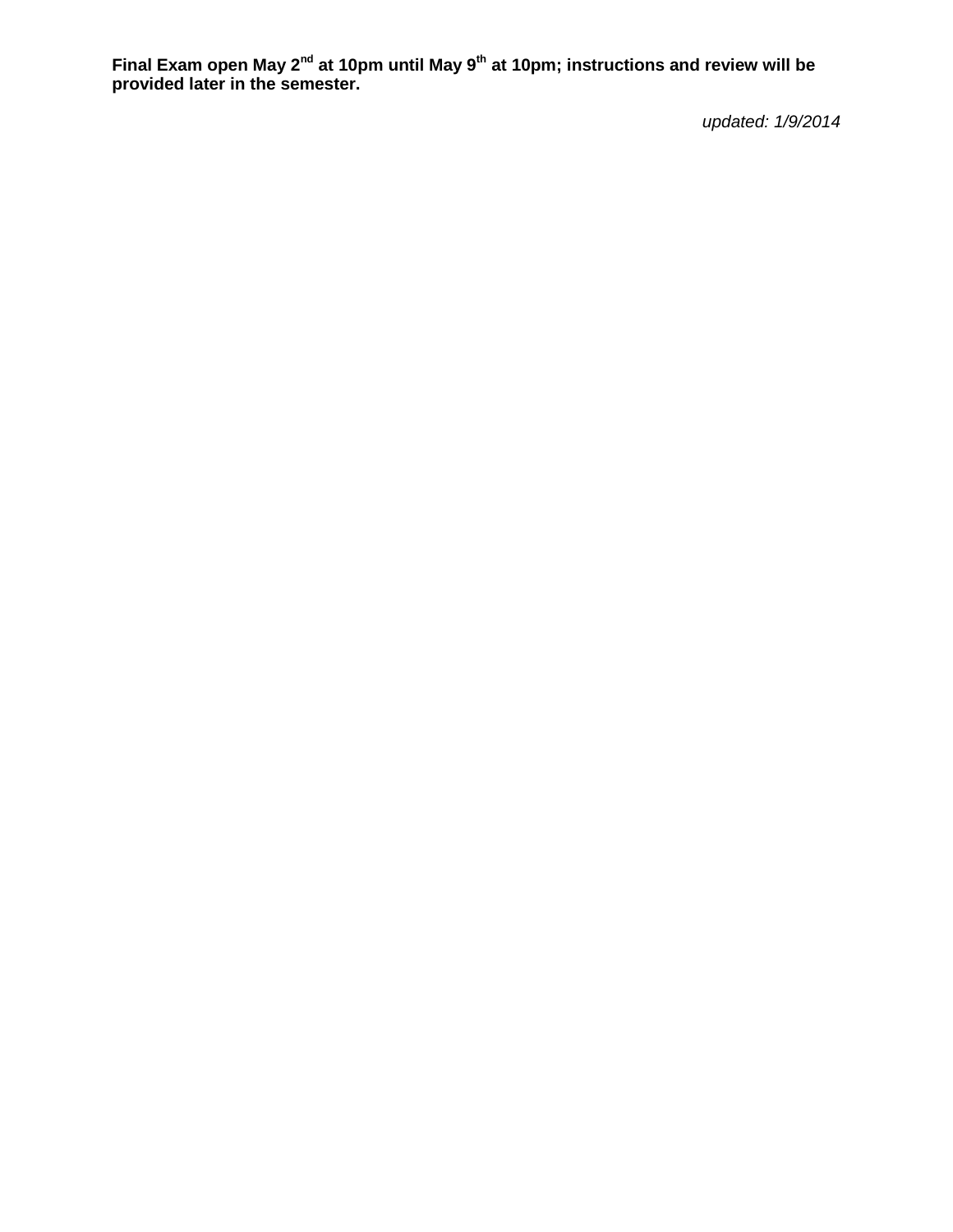**Final Exam open May 2nd at 10pm until May 9th at 10pm; instructions and review will be provided later in the semester.**

*updated: 1/9/2014*